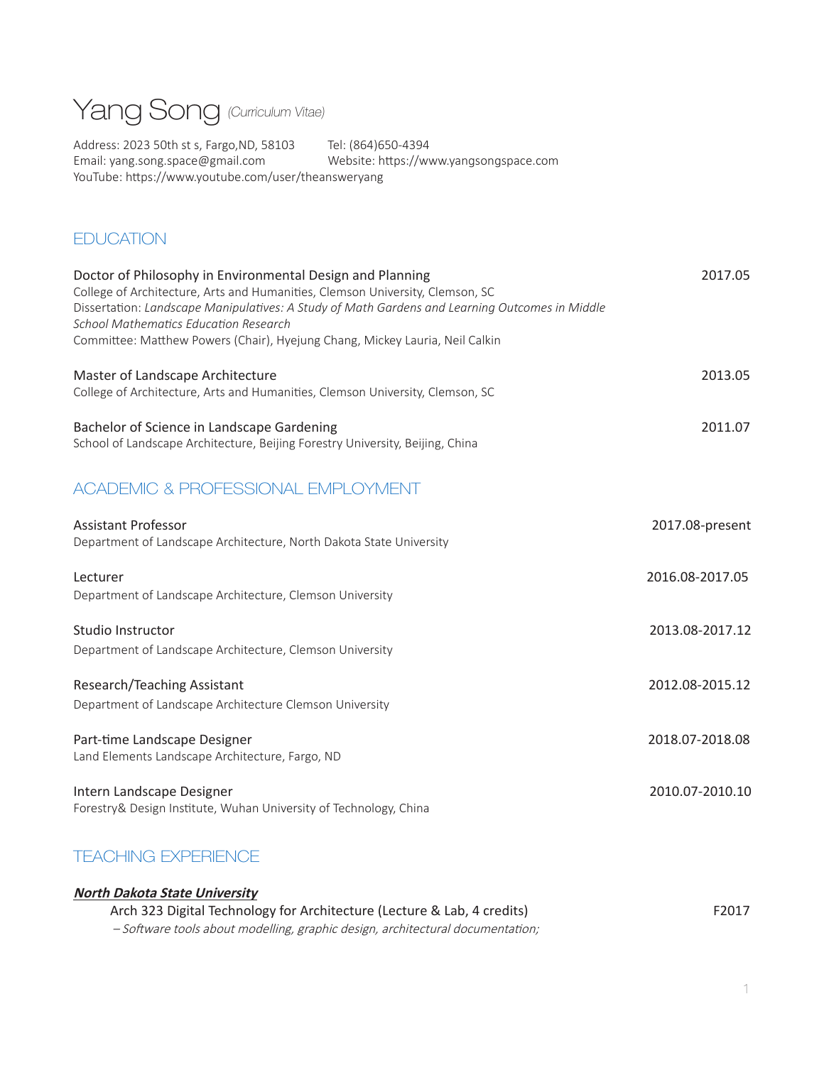# Yang Song *(Curriculum Vitae)*

Address: 2023 50th st s, Fargo,ND, 58103
Tel: (864)650-4394
Email: yang.song.space@gmail.com
Website: https://www.yangsongspace.com
YouTube: https://www.youtube.com/user/theansweryang

## EDUCATION

Doctor of Philosophy in Environmental Design and Planning — 2017.05
College of Architecture, Arts and Humanities, Clemson University, Clemson, SC
Dissertation: *Landscape Manipulatives: A Study of Math Gardens and Learning Outcomes in Middle School Mathematics Education Research*
Committee: Matthew Powers (Chair), Hyejung Chang, Mickey Lauria, Neil Calkin

Master of Landscape Architecture — 2013.05
College of Architecture, Arts and Humanities, Clemson University, Clemson, SC

Bachelor of Science in Landscape Gardening — 2011.07
School of Landscape Architecture, Beijing Forestry University, Beijing, China

## ACADEMIC & PROFESSIONAL EMPLOYMENT

Assistant Professor — 2017.08-present
Department of Landscape Architecture, North Dakota State University

Lecturer — 2016.08-2017.05
Department of Landscape Architecture, Clemson University

Studio Instructor — 2013.08-2017.12
Department of Landscape Architecture, Clemson University

Research/Teaching Assistant — 2012.08-2015.12
Department of Landscape Architecture Clemson University

Part-time Landscape Designer — 2018.07-2018.08
Land Elements Landscape Architecture, Fargo, ND

Intern Landscape Designer — 2010.07-2010.10
Forestry& Design Institute, Wuhan University of Technology, China

## TEACHING EXPERIENCE

***North Dakota State University***

Arch 323 Digital Technology for Architecture (Lecture & Lab, 4 credits) — F2017
*– Software tools about modelling, graphic design, architectural documentation;*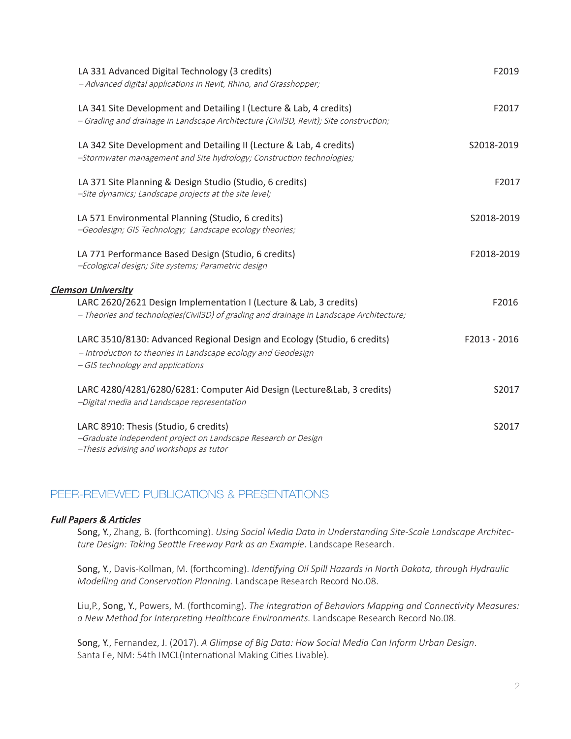LA 331 Advanced Digital Technology (3 credits) F2019
*– Advanced digital applications in Revit, Rhino, and Grasshopper;*

LA 341 Site Development and Detailing I (Lecture & Lab, 4 credits) F2017
*– Grading and drainage in Landscape Architecture (Civil3D, Revit); Site construction;*

LA 342 Site Development and Detailing II (Lecture & Lab, 4 credits) S2018-2019
*–Stormwater management and Site hydrology; Construction technologies;*

LA 371 Site Planning & Design Studio (Studio, 6 credits) F2017
*–Site dynamics; Landscape projects at the site level;*

LA 571 Environmental Planning (Studio, 6 credits) S2018-2019
*–Geodesign; GIS Technology; Landscape ecology theories;*

LA 771 Performance Based Design (Studio, 6 credits) F2018-2019
*–Ecological design; Site systems; Parametric design*

***Clemson University***

LARC 2620/2621 Design Implementation I (Lecture & Lab, 3 credits) F2016
*– Theories and technologies(Civil3D) of grading and drainage in Landscape Architecture;*

LARC 3510/8130: Advanced Regional Design and Ecology (Studio, 6 credits) F2013 - 2016
*– Introduction to theories in Landscape ecology and Geodesign*
*– GIS technology and applications*

LARC 4280/4281/6280/6281: Computer Aid Design (Lecture&Lab, 3 credits) S2017
*–Digital media and Landscape representation*

LARC 8910: Thesis (Studio, 6 credits) S2017
*–Graduate independent project on Landscape Research or Design*
*–Thesis advising and workshops as tutor*

## PEER-REVIEWED PUBLICATIONS & PRESENTATIONS

***Full Papers & Articles***

Song, Y., Zhang, B. (forthcoming). *Using Social Media Data in Understanding Site-Scale Landscape Architecture Design: Taking Seattle Freeway Park as an Example*. Landscape Research.

Song, Y., Davis-Kollman, M. (forthcoming). *Identifying Oil Spill Hazards in North Dakota, through Hydraulic Modelling and Conservation Planning.* Landscape Research Record No.08.

Liu,P., Song, Y., Powers, M. (forthcoming). *The Integration of Behaviors Mapping and Connectivity Measures: a New Method for Interpreting Healthcare Environments.* Landscape Research Record No.08.

Song, Y., Fernandez, J. (2017). *A Glimpse of Big Data: How Social Media Can Inform Urban Design*. Santa Fe, NM: 54th IMCL(International Making Cities Livable).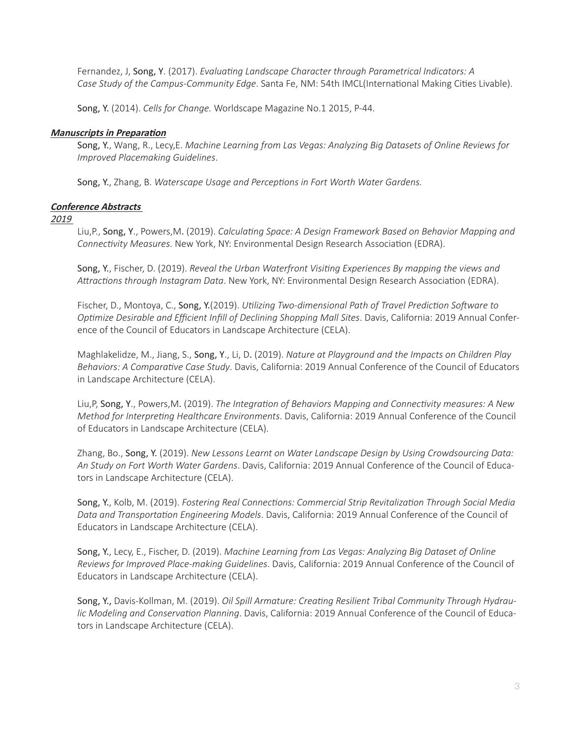Fernandez, J, Song, Y. (2017). *Evaluating Landscape Character through Parametrical Indicators: A Case Study of the Campus-Community Edge*. Santa Fe, NM: 54th IMCL(International Making Cities Livable).

Song, Y. (2014). *Cells for Change.* Worldscape Magazine No.1 2015, P-44.

***Manuscripts in Preparation***

Song, Y., Wang, R., Lecy,E. *Machine Learning from Las Vegas: Analyzing Big Datasets of Online Reviews for Improved Placemaking Guidelines*.

Song, Y., Zhang, B. *Waterscape Usage and Perceptions in Fort Worth Water Gardens.*

***Conference Abstracts***

*2019*

Liu,P., Song, Y., Powers,M. (2019). *Calculating Space: A Design Framework Based on Behavior Mapping and Connectivity Measures*. New York, NY: Environmental Design Research Association (EDRA).

Song, Y., Fischer, D. (2019). *Reveal the Urban Waterfront Visiting Experiences By mapping the views and Attractions through Instagram Data*. New York, NY: Environmental Design Research Association (EDRA).

Fischer, D., Montoya, C., Song, Y.(2019). *Utilizing Two-dimensional Path of Travel Prediction Software to Optimize Desirable and Efficient Infill of Declining Shopping Mall Sites*. Davis, California: 2019 Annual Conference of the Council of Educators in Landscape Architecture (CELA).

Maghlakelidze, M., Jiang, S., Song, Y., Li, D. (2019). *Nature at Playground and the Impacts on Children Play Behaviors: A Comparative Case Study*. Davis, California: 2019 Annual Conference of the Council of Educators in Landscape Architecture (CELA).

Liu,P, Song, Y., Powers,M. (2019). *The Integration of Behaviors Mapping and Connectivity measures: A New Method for Interpreting Healthcare Environments*. Davis, California: 2019 Annual Conference of the Council of Educators in Landscape Architecture (CELA).

Zhang, Bo., Song, Y. (2019). *New Lessons Learnt on Water Landscape Design by Using Crowdsourcing Data: An Study on Fort Worth Water Gardens*. Davis, California: 2019 Annual Conference of the Council of Educators in Landscape Architecture (CELA).

Song, Y., Kolb, M. (2019). *Fostering Real Connections: Commercial Strip Revitalization Through Social Media Data and Transportation Engineering Models*. Davis, California: 2019 Annual Conference of the Council of Educators in Landscape Architecture (CELA).

Song, Y., Lecy, E., Fischer, D. (2019). *Machine Learning from Las Vegas: Analyzing Big Dataset of Online Reviews for Improved Place-making Guidelines*. Davis, California: 2019 Annual Conference of the Council of Educators in Landscape Architecture (CELA).

Song, Y., Davis-Kollman, M. (2019). *Oil Spill Armature: Creating Resilient Tribal Community Through Hydraulic Modeling and Conservation Planning*. Davis, California: 2019 Annual Conference of the Council of Educators in Landscape Architecture (CELA).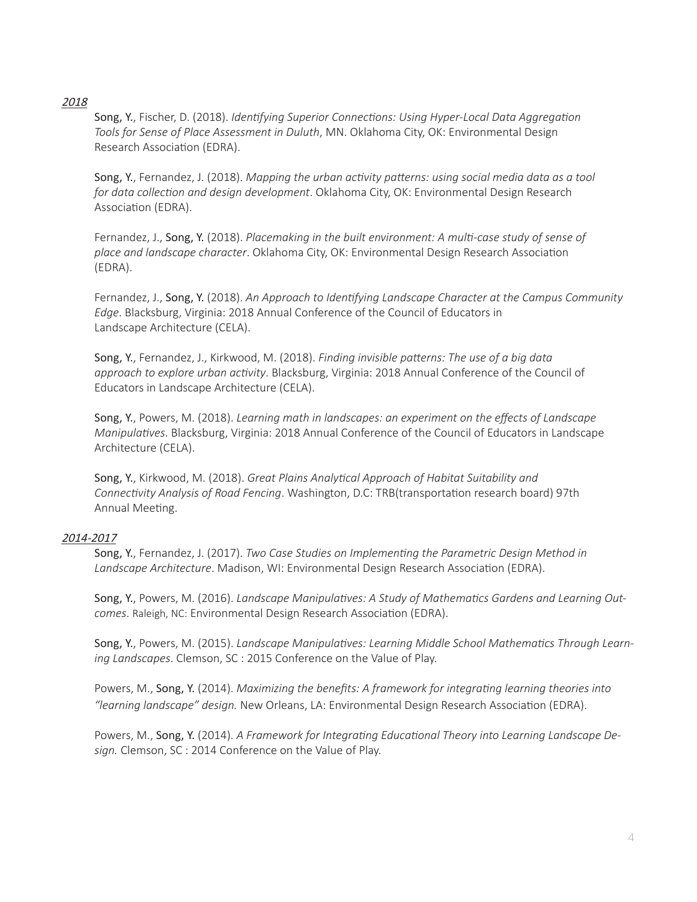*2018*

Song, Y., Fischer, D. (2018). *Identifying Superior Connections: Using Hyper-Local Data Aggregation Tools for Sense of Place Assessment in Duluth*, MN. Oklahoma City, OK: Environmental Design Research Association (EDRA).

Song, Y., Fernandez, J. (2018). *Mapping the urban activity patterns: using social media data as a tool for data collection and design development*. Oklahoma City, OK: Environmental Design Research Association (EDRA).

Fernandez, J., Song, Y. (2018). *Placemaking in the built environment: A multi-case study of sense of place and landscape character*. Oklahoma City, OK: Environmental Design Research Association (EDRA).

Fernandez, J., Song, Y. (2018). *An Approach to Identifying Landscape Character at the Campus Community Edge*. Blacksburg, Virginia: 2018 Annual Conference of the Council of Educators in Landscape Architecture (CELA).

Song, Y., Fernandez, J., Kirkwood, M. (2018). *Finding invisible patterns: The use of a big data approach to explore urban activity*. Blacksburg, Virginia: 2018 Annual Conference of the Council of Educators in Landscape Architecture (CELA).

Song, Y., Powers, M. (2018). *Learning math in landscapes: an experiment on the effects of Landscape Manipulatives*. Blacksburg, Virginia: 2018 Annual Conference of the Council of Educators in Landscape Architecture (CELA).

Song, Y., Kirkwood, M. (2018). *Great Plains Analytical Approach of Habitat Suitability and Connectivity Analysis of Road Fencing*. Washington, D.C: TRB(transportation research board) 97th Annual Meeting.

*2014-2017*

Song, Y., Fernandez, J. (2017). *Two Case Studies on Implementing the Parametric Design Method in Landscape Architecture*. Madison, WI: Environmental Design Research Association (EDRA).

Song, Y., Powers, M. (2016). *Landscape Manipulatives: A Study of Mathematics Gardens and Learning Outcomes*. Raleigh, NC: Environmental Design Research Association (EDRA).

Song, Y., Powers, M. (2015). *Landscape Manipulatives: Learning Middle School Mathematics Through Learning Landscapes*. Clemson, SC : 2015 Conference on the Value of Play.

Powers, M., Song, Y. (2014). *Maximizing the benefits: A framework for integrating learning theories into "learning landscape" design.* New Orleans, LA: Environmental Design Research Association (EDRA).

Powers, M., Song, Y. (2014). *A Framework for Integrating Educational Theory into Learning Landscape Design.* Clemson, SC : 2014 Conference on the Value of Play.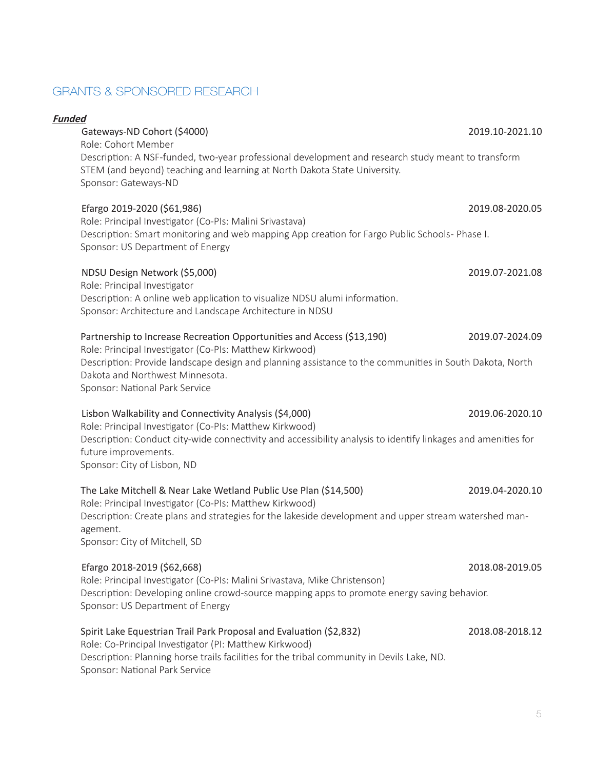## GRANTS & SPONSORED RESEARCH

***Funded***

Gateways-ND Cohort ($4000) 2019.10-2021.10
Role: Cohort Member
Description: A NSF-funded, two-year professional development and research study meant to transform STEM (and beyond) teaching and learning at North Dakota State University.
Sponsor: Gateways-ND

Efargo 2019-2020 ($61,986) 2019.08-2020.05
Role: Principal Investigator (Co-PIs: Malini Srivastava)
Description: Smart monitoring and web mapping App creation for Fargo Public Schools- Phase I.
Sponsor: US Department of Energy

NDSU Design Network ($5,000) 2019.07-2021.08
Role: Principal Investigator
Description: A online web application to visualize NDSU alumni information.
Sponsor: Architecture and Landscape Architecture in NDSU

Partnership to Increase Recreation Opportunities and Access ($13,190) 2019.07-2024.09
Role: Principal Investigator (Co-PIs: Matthew Kirkwood)
Description: Provide landscape design and planning assistance to the communities in South Dakota, North Dakota and Northwest Minnesota.
Sponsor: National Park Service

Lisbon Walkability and Connectivity Analysis ($4,000) 2019.06-2020.10
Role: Principal Investigator (Co-PIs: Matthew Kirkwood)
Description: Conduct city-wide connectivity and accessibility analysis to identify linkages and amenities for future improvements.
Sponsor: City of Lisbon, ND

The Lake Mitchell & Near Lake Wetland Public Use Plan ($14,500) 2019.04-2020.10
Role: Principal Investigator (Co-PIs: Matthew Kirkwood)
Description: Create plans and strategies for the lakeside development and upper stream watershed management.
Sponsor: City of Mitchell, SD

Efargo 2018-2019 ($62,668) 2018.08-2019.05
Role: Principal Investigator (Co-PIs: Malini Srivastava, Mike Christenson)
Description: Developing online crowd-source mapping apps to promote energy saving behavior.
Sponsor: US Department of Energy

Spirit Lake Equestrian Trail Park Proposal and Evaluation ($2,832) 2018.08-2018.12
Role: Co-Principal Investigator (PI: Matthew Kirkwood)
Description: Planning horse trails facilities for the tribal community in Devils Lake, ND.
Sponsor: National Park Service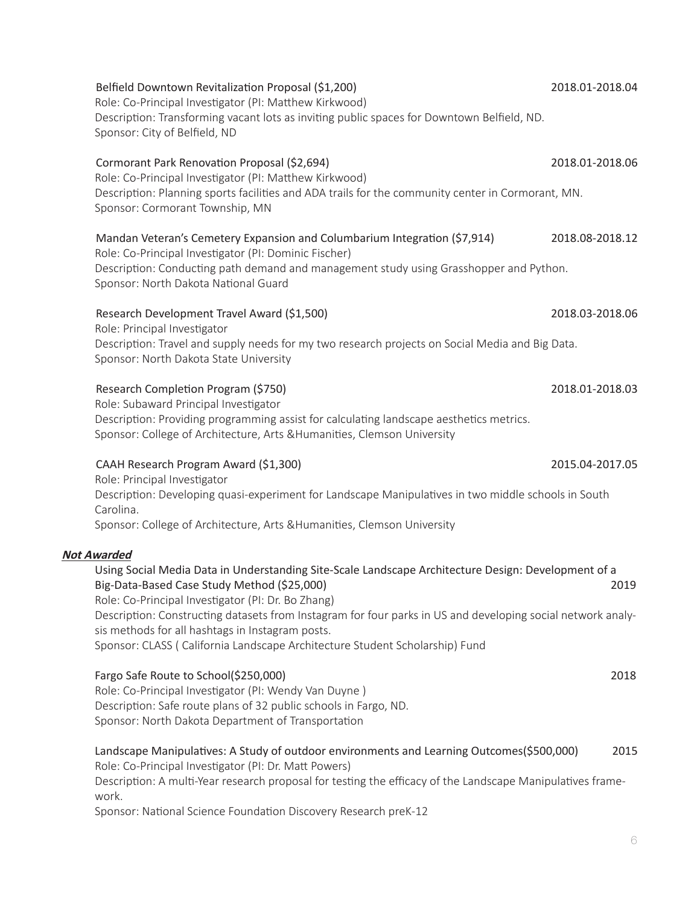Belfield Downtown Revitalization Proposal ($1,200) 2018.01-2018.04
Role: Co-Principal Investigator (PI: Matthew Kirkwood)
Description: Transforming vacant lots as inviting public spaces for Downtown Belfield, ND.
Sponsor: City of Belfield, ND

Cormorant Park Renovation Proposal ($2,694) 2018.01-2018.06
Role: Co-Principal Investigator (PI: Matthew Kirkwood)
Description: Planning sports facilities and ADA trails for the community center in Cormorant, MN.
Sponsor: Cormorant Township, MN

Mandan Veteran's Cemetery Expansion and Columbarium Integration ($7,914) 2018.08-2018.12
Role: Co-Principal Investigator (PI: Dominic Fischer)
Description: Conducting path demand and management study using Grasshopper and Python.
Sponsor: North Dakota National Guard

Research Development Travel Award ($1,500) 2018.03-2018.06
Role: Principal Investigator
Description: Travel and supply needs for my two research projects on Social Media and Big Data.
Sponsor: North Dakota State University

Research Completion Program ($750) 2018.01-2018.03
Role: Subaward Principal Investigator
Description: Providing programming assist for calculating landscape aesthetics metrics.
Sponsor: College of Architecture, Arts &Humanities, Clemson University

CAAH Research Program Award ($1,300) 2015.04-2017.05
Role: Principal Investigator
Description: Developing quasi-experiment for Landscape Manipulatives in two middle schools in South Carolina.
Sponsor: College of Architecture, Arts &Humanities, Clemson University

***Not Awarded***

Using Social Media Data in Understanding Site-Scale Landscape Architecture Design: Development of a Big-Data-Based Case Study Method ($25,000) 2019
Role: Co-Principal Investigator (PI: Dr. Bo Zhang)
Description: Constructing datasets from Instagram for four parks in US and developing social network analysis methods for all hashtags in Instagram posts.
Sponsor: CLASS ( California Landscape Architecture Student Scholarship) Fund

Fargo Safe Route to School($250,000) 2018
Role: Co-Principal Investigator (PI: Wendy Van Duyne )
Description: Safe route plans of 32 public schools in Fargo, ND.
Sponsor: North Dakota Department of Transportation

Landscape Manipulatives: A Study of outdoor environments and Learning Outcomes($500,000) 2015
Role: Co-Principal Investigator (PI: Dr. Matt Powers)
Description: A multi-Year research proposal for testing the efficacy of the Landscape Manipulatives framework.
Sponsor: National Science Foundation Discovery Research preK-12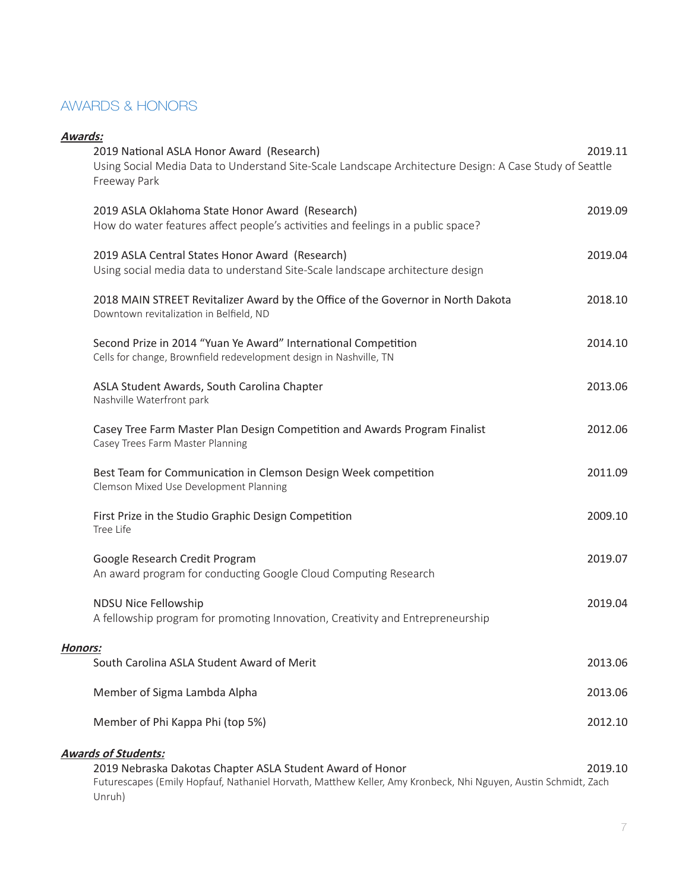## AWARDS & HONORS

***Awards:***

2019 National ASLA Honor Award (Research) — 2019.11
Using Social Media Data to Understand Site-Scale Landscape Architecture Design: A Case Study of Seattle Freeway Park

2019 ASLA Oklahoma State Honor Award (Research) — 2019.09
How do water features affect people's activities and feelings in a public space?

2019 ASLA Central States Honor Award (Research) — 2019.04
Using social media data to understand Site-Scale landscape architecture design

2018 MAIN STREET Revitalizer Award by the Office of the Governor in North Dakota — 2018.10
Downtown revitalization in Belfield, ND

Second Prize in 2014 "Yuan Ye Award" International Competition — 2014.10
Cells for change, Brownfield redevelopment design in Nashville, TN

ASLA Student Awards, South Carolina Chapter — 2013.06
Nashville Waterfront park

Casey Tree Farm Master Plan Design Competition and Awards Program Finalist — 2012.06
Casey Trees Farm Master Planning

Best Team for Communication in Clemson Design Week competition — 2011.09
Clemson Mixed Use Development Planning

First Prize in the Studio Graphic Design Competition — 2009.10
Tree Life

Google Research Credit Program — 2019.07
An award program for conducting Google Cloud Computing Research

NDSU Nice Fellowship — 2019.04
A fellowship program for promoting Innovation, Creativity and Entrepreneurship

***Honors:***

South Carolina ASLA Student Award of Merit — 2013.06

Member of Sigma Lambda Alpha — 2013.06

Member of Phi Kappa Phi (top 5%) — 2012.10

***Awards of Students:***

2019 Nebraska Dakotas Chapter ASLA Student Award of Honor — 2019.10
Futurescapes (Emily Hopfauf, Nathaniel Horvath, Matthew Keller, Amy Kronbeck, Nhi Nguyen, Austin Schmidt, Zach Unruh)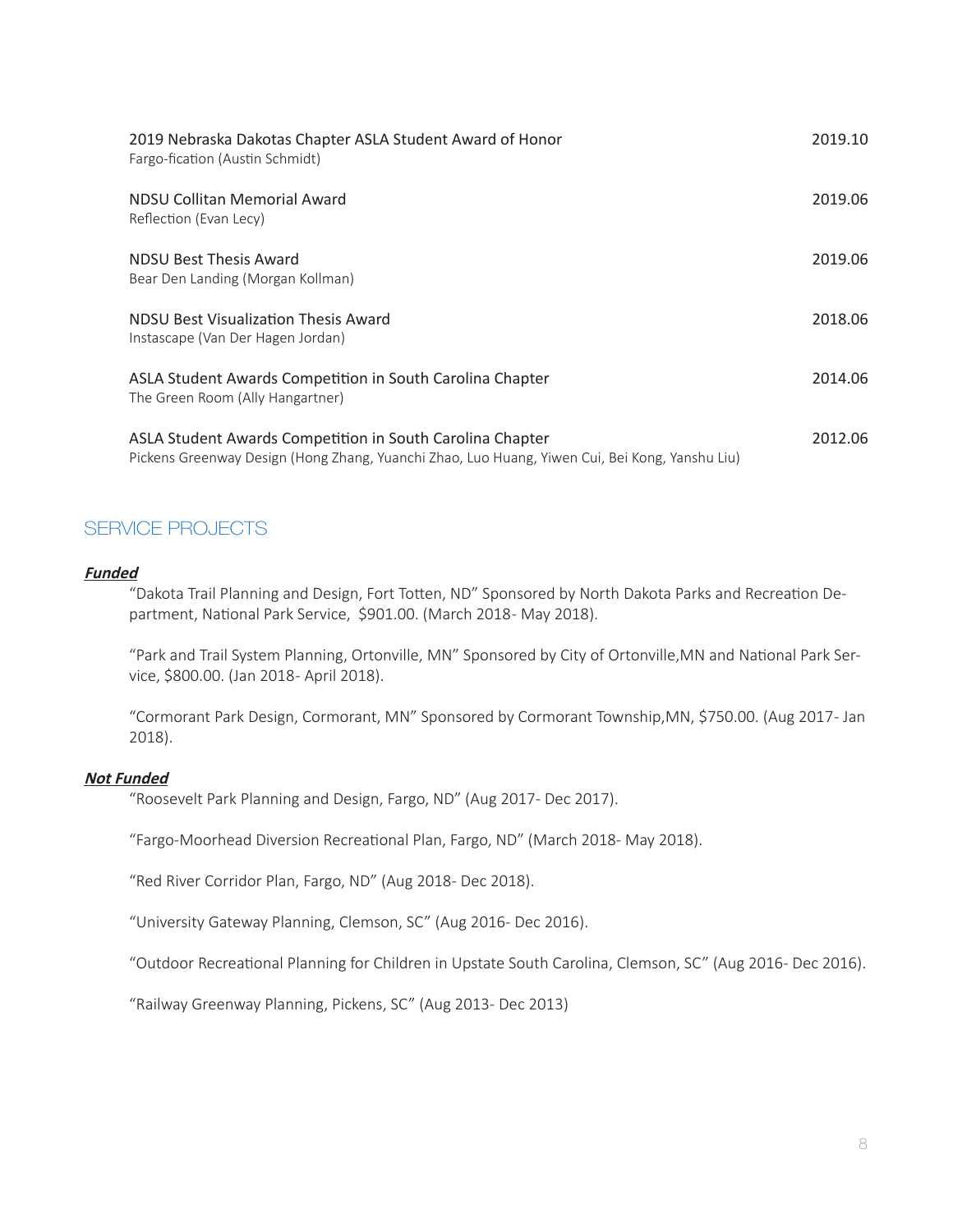2019 Nebraska Dakotas Chapter ASLA Student Award of Honor — 2019.10
Fargo-fication (Austin Schmidt)

NDSU Collitan Memorial Award — 2019.06
Reflection (Evan Lecy)

NDSU Best Thesis Award — 2019.06
Bear Den Landing (Morgan Kollman)

NDSU Best Visualization Thesis Award — 2018.06
Instascape (Van Der Hagen Jordan)

ASLA Student Awards Competition in South Carolina Chapter — 2014.06
The Green Room (Ally Hangartner)

ASLA Student Awards Competition in South Carolina Chapter — 2012.06
Pickens Greenway Design (Hong Zhang, Yuanchi Zhao, Luo Huang, Yiwen Cui, Bei Kong, Yanshu Liu)

## SERVICE PROJECTS

***Funded***

"Dakota Trail Planning and Design, Fort Totten, ND" Sponsored by North Dakota Parks and Recreation Department, National Park Service, $901.00. (March 2018- May 2018).

"Park and Trail System Planning, Ortonville, MN" Sponsored by City of Ortonville,MN and National Park Service, $800.00. (Jan 2018- April 2018).

"Cormorant Park Design, Cormorant, MN" Sponsored by Cormorant Township,MN, $750.00. (Aug 2017- Jan 2018).

***Not Funded***

"Roosevelt Park Planning and Design, Fargo, ND" (Aug 2017- Dec 2017).

"Fargo-Moorhead Diversion Recreational Plan, Fargo, ND" (March 2018- May 2018).

"Red River Corridor Plan, Fargo, ND" (Aug 2018- Dec 2018).

"University Gateway Planning, Clemson, SC" (Aug 2016- Dec 2016).

"Outdoor Recreational Planning for Children in Upstate South Carolina, Clemson, SC" (Aug 2016- Dec 2016).

"Railway Greenway Planning, Pickens, SC" (Aug 2013- Dec 2013)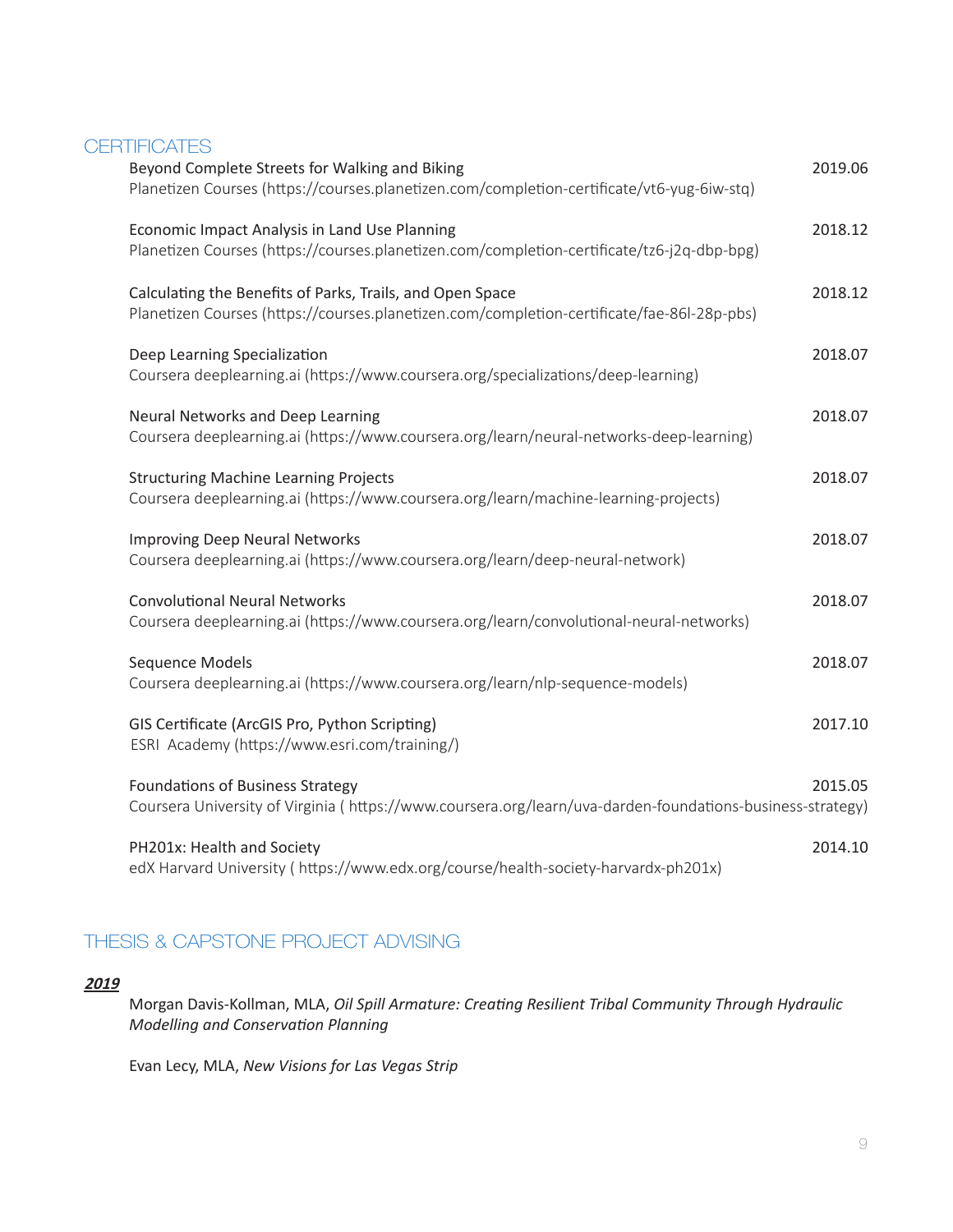## CERTIFICATES

Beyond Complete Streets for Walking and Biking — 2019.06
Planetizen Courses (https://courses.planetizen.com/completion-certificate/vt6-yug-6iw-stq)

Economic Impact Analysis in Land Use Planning — 2018.12
Planetizen Courses (https://courses.planetizen.com/completion-certificate/tz6-j2q-dbp-bpg)

Calculating the Benefits of Parks, Trails, and Open Space — 2018.12
Planetizen Courses (https://courses.planetizen.com/completion-certificate/fae-86l-28p-pbs)

Deep Learning Specialization — 2018.07
Coursera deeplearning.ai (https://www.coursera.org/specializations/deep-learning)

Neural Networks and Deep Learning — 2018.07
Coursera deeplearning.ai (https://www.coursera.org/learn/neural-networks-deep-learning)

Structuring Machine Learning Projects — 2018.07
Coursera deeplearning.ai (https://www.coursera.org/learn/machine-learning-projects)

Improving Deep Neural Networks — 2018.07
Coursera deeplearning.ai (https://www.coursera.org/learn/deep-neural-network)

Convolutional Neural Networks — 2018.07
Coursera deeplearning.ai (https://www.coursera.org/learn/convolutional-neural-networks)

Sequence Models — 2018.07
Coursera deeplearning.ai (https://www.coursera.org/learn/nlp-sequence-models)

GIS Certificate (ArcGIS Pro, Python Scripting) — 2017.10
ESRI Academy (https://www.esri.com/training/)

Foundations of Business Strategy — 2015.05
Coursera University of Virginia ( https://www.coursera.org/learn/uva-darden-foundations-business-strategy)

PH201x: Health and Society — 2014.10
edX Harvard University ( https://www.edx.org/course/health-society-harvardx-ph201x)

## THESIS & CAPSTONE PROJECT ADVISING

***2019***

Morgan Davis-Kollman, MLA, *Oil Spill Armature: Creating Resilient Tribal Community Through Hydraulic Modelling and Conservation Planning*

Evan Lecy, MLA, *New Visions for Las Vegas Strip*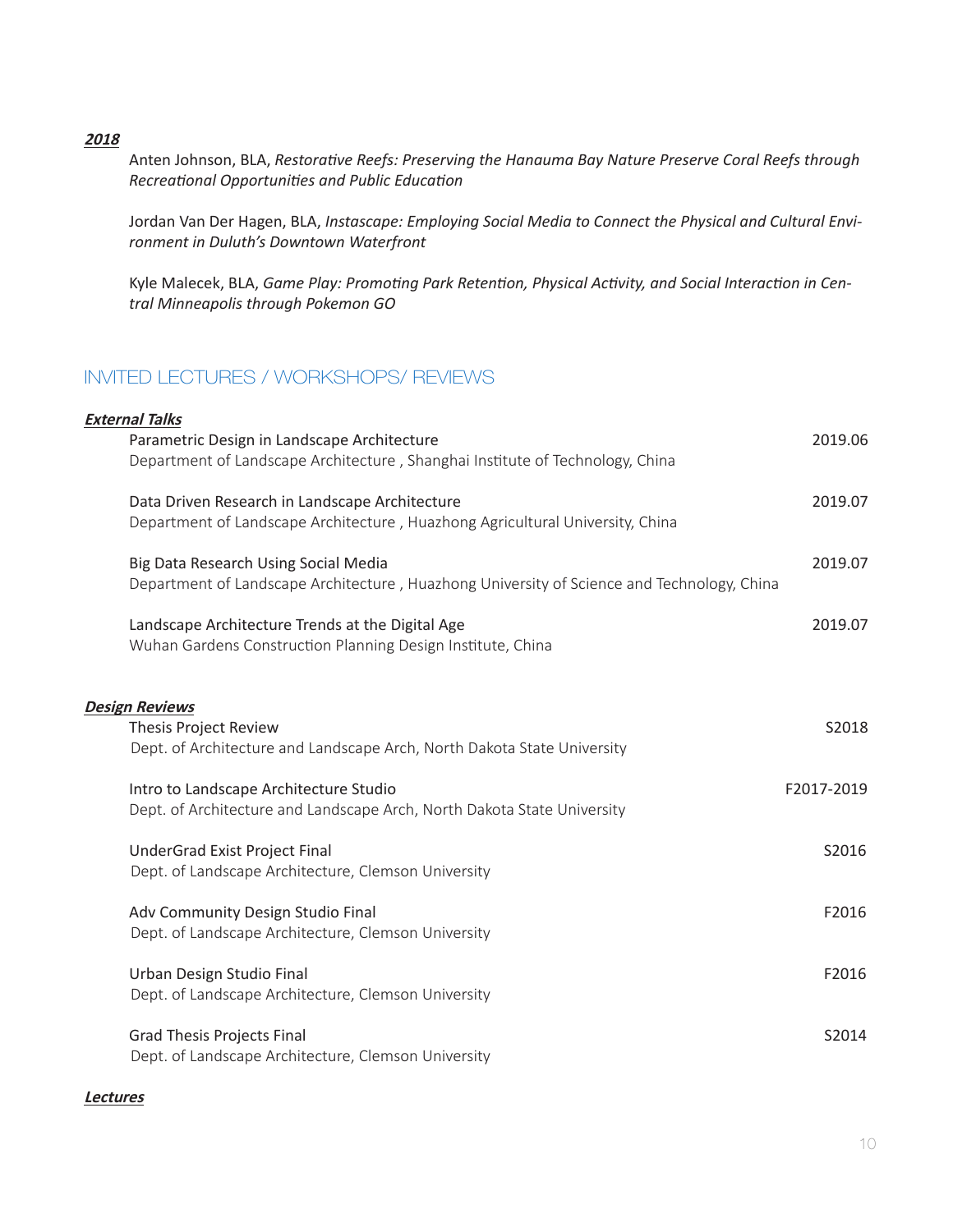***2018***

Anten Johnson, BLA, *Restorative Reefs: Preserving the Hanauma Bay Nature Preserve Coral Reefs through Recreational Opportunities and Public Education*

Jordan Van Der Hagen, BLA, *Instascape: Employing Social Media to Connect the Physical and Cultural Environment in Duluth's Downtown Waterfront*

Kyle Malecek, BLA, *Game Play: Promoting Park Retention, Physical Activity, and Social Interaction in Central Minneapolis through Pokemon GO*

## INVITED LECTURES / WORKSHOPS/ REVIEWS

***External Talks***

Parametric Design in Landscape Architecture — 2019.06
Department of Landscape Architecture , Shanghai Institute of Technology, China

Data Driven Research in Landscape Architecture — 2019.07
Department of Landscape Architecture , Huazhong Agricultural University, China

Big Data Research Using Social Media — 2019.07
Department of Landscape Architecture , Huazhong University of Science and Technology, China

Landscape Architecture Trends at the Digital Age — 2019.07
Wuhan Gardens Construction Planning Design Institute, China

***Design Reviews***

Thesis Project Review — S2018
Dept. of Architecture and Landscape Arch, North Dakota State University

Intro to Landscape Architecture Studio — F2017-2019
Dept. of Architecture and Landscape Arch, North Dakota State University

UnderGrad Exist Project Final — S2016
Dept. of Landscape Architecture, Clemson University

Adv Community Design Studio Final — F2016
Dept. of Landscape Architecture, Clemson University

Urban Design Studio Final — F2016
Dept. of Landscape Architecture, Clemson University

Grad Thesis Projects Final — S2014
Dept. of Landscape Architecture, Clemson University

***Lectures***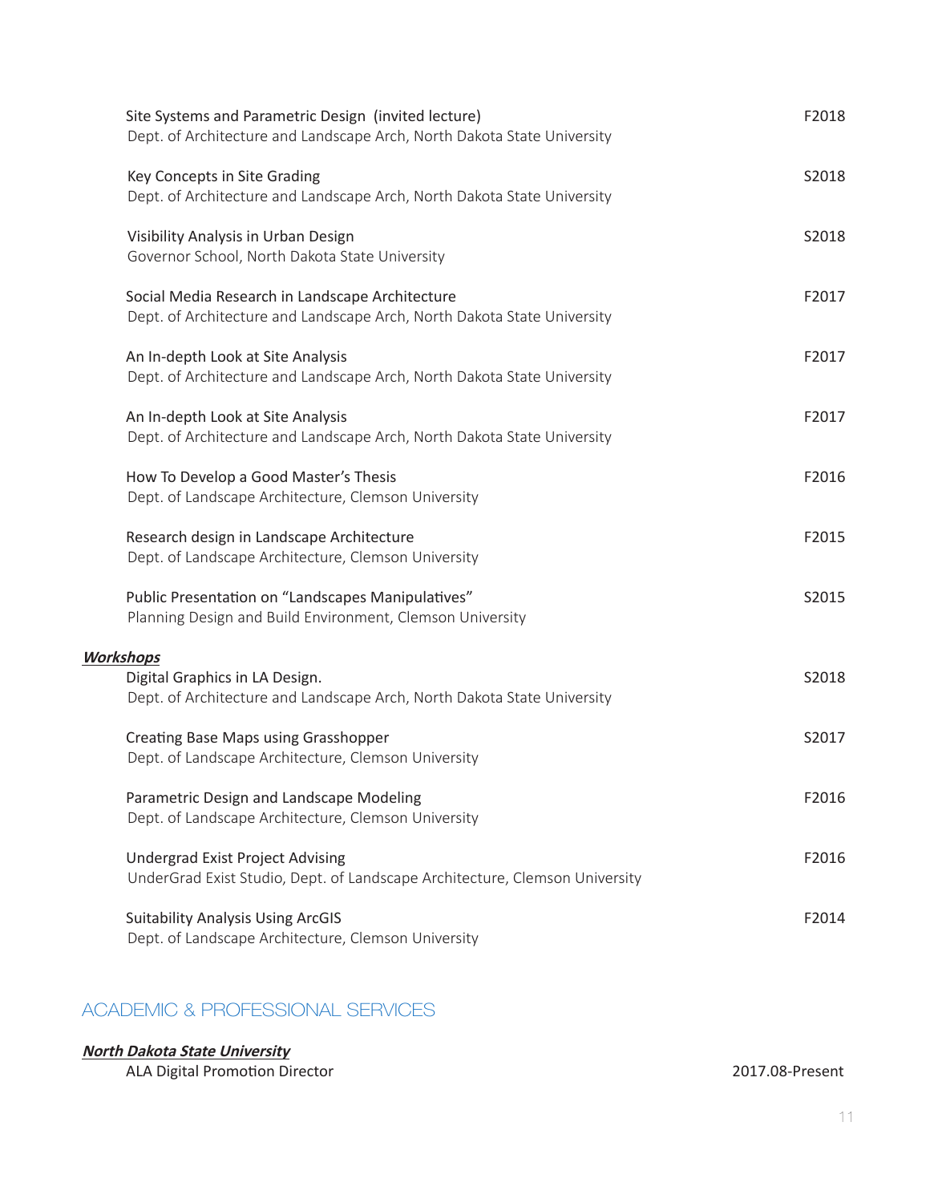Site Systems and Parametric Design (invited lecture) — F2018
Dept. of Architecture and Landscape Arch, North Dakota State University

Key Concepts in Site Grading — S2018
Dept. of Architecture and Landscape Arch, North Dakota State University

Visibility Analysis in Urban Design — S2018
Governor School, North Dakota State University

Social Media Research in Landscape Architecture — F2017
Dept. of Architecture and Landscape Arch, North Dakota State University

An In-depth Look at Site Analysis — F2017
Dept. of Architecture and Landscape Arch, North Dakota State University

An In-depth Look at Site Analysis — F2017
Dept. of Architecture and Landscape Arch, North Dakota State University

How To Develop a Good Master's Thesis — F2016
Dept. of Landscape Architecture, Clemson University

Research design in Landscape Architecture — F2015
Dept. of Landscape Architecture, Clemson University

Public Presentation on "Landscapes Manipulatives" — S2015
Planning Design and Build Environment, Clemson University

***Workshops***

Digital Graphics in LA Design. — S2018
Dept. of Architecture and Landscape Arch, North Dakota State University

Creating Base Maps using Grasshopper — S2017
Dept. of Landscape Architecture, Clemson University

Parametric Design and Landscape Modeling — F2016
Dept. of Landscape Architecture, Clemson University

Undergrad Exist Project Advising — F2016
UnderGrad Exist Studio, Dept. of Landscape Architecture, Clemson University

Suitability Analysis Using ArcGIS — F2014
Dept. of Landscape Architecture, Clemson University

## ACADEMIC & PROFESSIONAL SERVICES

***North Dakota State University***

ALA Digital Promotion Director — 2017.08-Present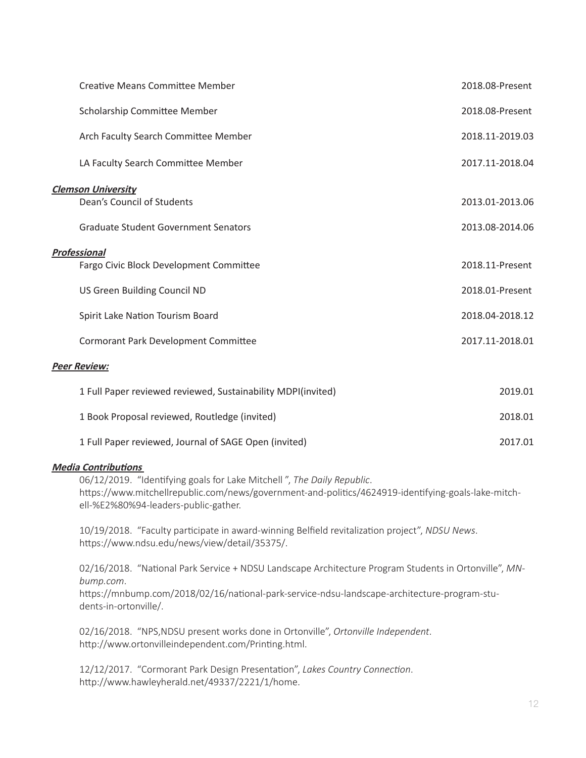| | |
|---|---|
| Creative Means Committee Member | 2018.08-Present |
| Scholarship Committee Member | 2018.08-Present |
| Arch Faculty Search Committee Member | 2018.11-2019.03 |
| LA Faculty Search Committee Member | 2017.11-2018.04 |

***Clemson University***

| | |
|---|---|
| Dean's Council of Students | 2013.01-2013.06 |
| Graduate Student Government Senators | 2013.08-2014.06 |

***Professional***

| | |
|---|---|
| Fargo Civic Block Development Committee | 2018.11-Present |
| US Green Building Council ND | 2018.01-Present |
| Spirit Lake Nation Tourism Board | 2018.04-2018.12 |
| Cormorant Park Development Committee | 2017.11-2018.01 |

***Peer Review:***

| | |
|---|---|
| 1 Full Paper reviewed reviewed, Sustainability MDPI(invited) | 2019.01 |
| 1 Book Proposal reviewed, Routledge (invited) | 2018.01 |
| 1 Full Paper reviewed, Journal of SAGE Open (invited) | 2017.01 |

***Media Contributions***

06/12/2019. "Identifying goals for Lake Mitchell ", *The Daily Republic*. https://www.mitchellrepublic.com/news/government-and-politics/4624919-identifying-goals-lake-mitchell-%E2%80%94-leaders-public-gather.

10/19/2018. "Faculty participate in award-winning Belfield revitalization project", *NDSU News*. https://www.ndsu.edu/news/view/detail/35375/.

02/16/2018. "National Park Service + NDSU Landscape Architecture Program Students in Ortonville", *MN-bump.com*. https://mnbump.com/2018/02/16/national-park-service-ndsu-landscape-architecture-program-students-in-ortonville/.

02/16/2018. "NPS,NDSU present works done in Ortonville", *Ortonville Independent*. http://www.ortonvilleindependent.com/Printing.html.

12/12/2017. "Cormorant Park Design Presentation", *Lakes Country Connection*. http://www.hawleyherald.net/49337/2221/1/home.